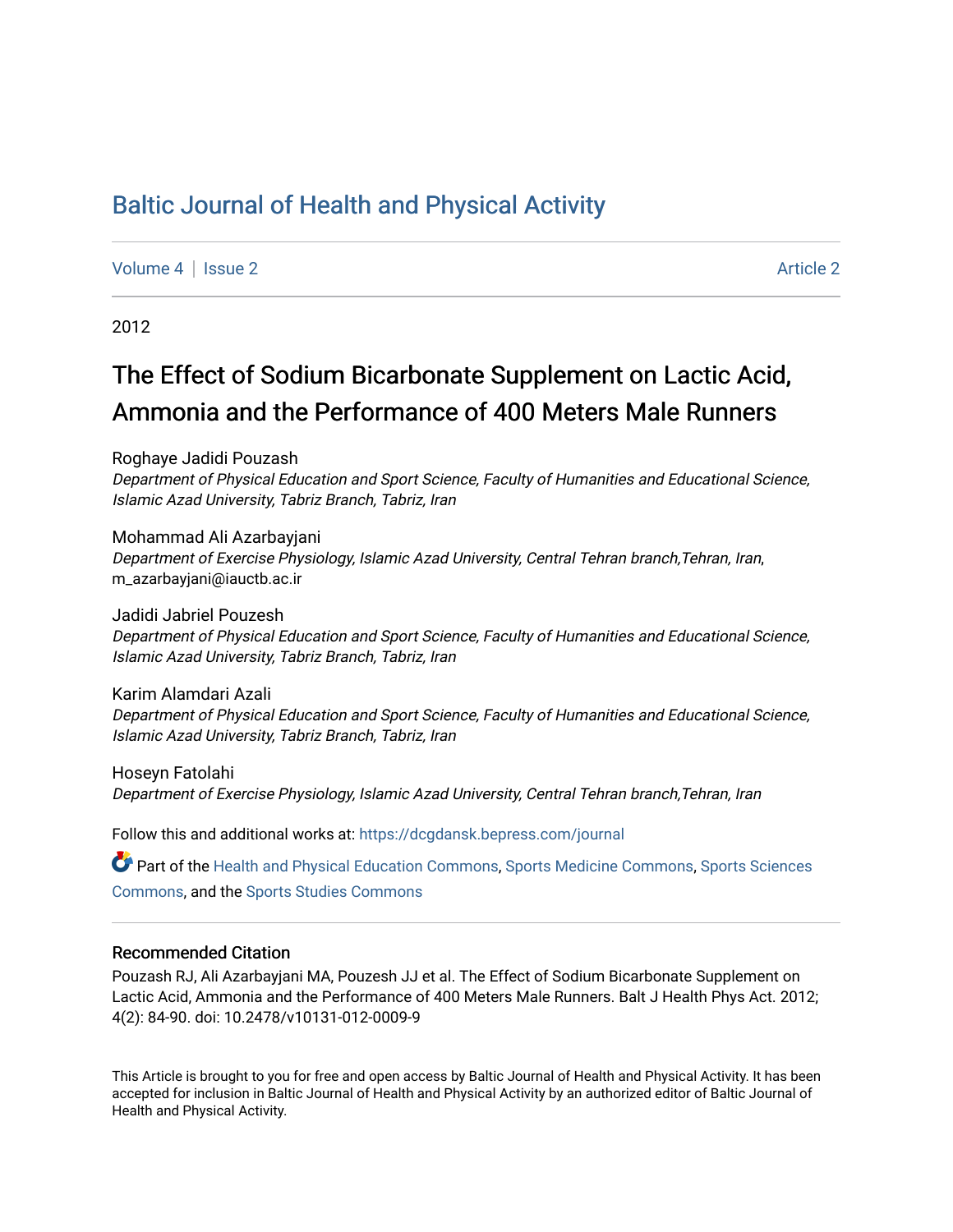# Baltic Journal of Health and Physical Activity

Volume 4 | Issue 2 Article 2

2012

## The Effect of Sodium Bicarbonate Supplement on Lactic Acid, Ammonia and the Performance of 400 Meters Male Runners

Roghaye Jadidi Pouzash
*Department of Physical Education and Sport Science, Faculty of Humanities and Educational Science, Islamic Azad University, Tabriz Branch, Tabriz, Iran*

Mohammad Ali Azarbayjani
*Department of Exercise Physiology, Islamic Azad University, Central Tehran branch,Tehran, Iran*, m_azarbayjani@iauctb.ac.ir

Jadidi Jabriel Pouzesh
*Department of Physical Education and Sport Science, Faculty of Humanities and Educational Science, Islamic Azad University, Tabriz Branch, Tabriz, Iran*

Karim Alamdari Azali
*Department of Physical Education and Sport Science, Faculty of Humanities and Educational Science, Islamic Azad University, Tabriz Branch, Tabriz, Iran*

Hoseyn Fatolahi
*Department of Exercise Physiology, Islamic Azad University, Central Tehran branch,Tehran, Iran*

Follow this and additional works at: https://dcgdansk.bepress.com/journal

Part of the Health and Physical Education Commons, Sports Medicine Commons, Sports Sciences Commons, and the Sports Studies Commons

### Recommended Citation

Pouzash RJ, Ali Azarbayjani MA, Pouzesh JJ et al. The Effect of Sodium Bicarbonate Supplement on Lactic Acid, Ammonia and the Performance of 400 Meters Male Runners. Balt J Health Phys Act. 2012; 4(2): 84-90. doi: 10.2478/v10131-012-0009-9

This Article is brought to you for free and open access by Baltic Journal of Health and Physical Activity. It has been accepted for inclusion in Baltic Journal of Health and Physical Activity by an authorized editor of Baltic Journal of Health and Physical Activity.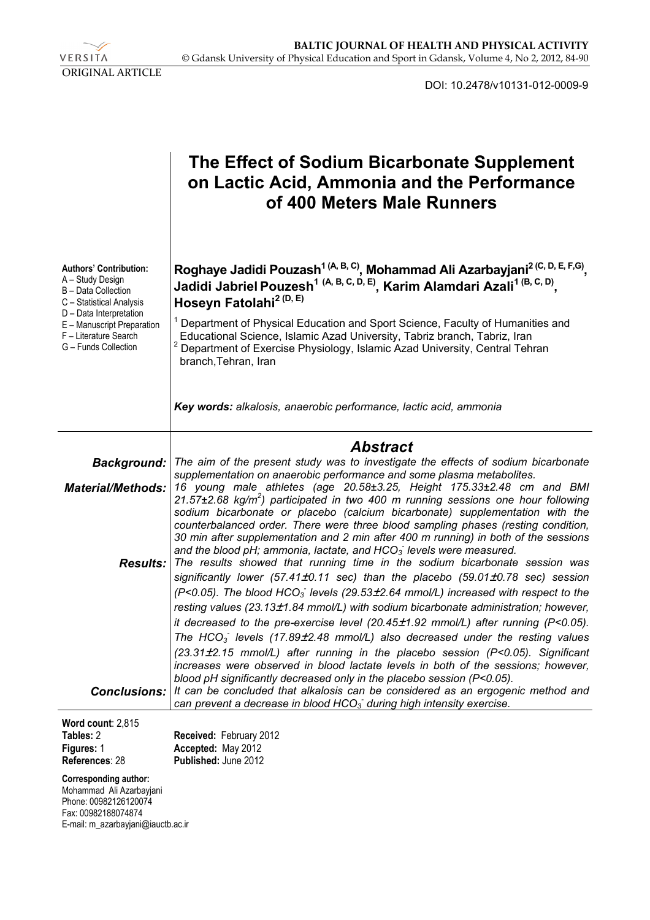VERSITA

ORIGINAL ARTICLE

DOI: 10.2478/v10131-012-0009-9

# The Effect of Sodium Bicarbonate Supplement on Lactic Acid, Ammonia and the Performance of 400 Meters Male Runners

**Authors' Contribution:**
A – Study Design
B – Data Collection
C – Statistical Analysis
D – Data Interpretation
E – Manuscript Preparation
F – Literature Search
G – Funds Collection

**Roghaye Jadidi Pouzash[1 (A, B, C)], Mohammad Ali Azarbayjani[2 (C, D, E, F,G)], Jadidi Jabriel Pouzesh[1 (A, B, C, D, E)], Karim Alamdari Azali[1 (B, C, D)], Hoseyn Fatolahi[2 (D, E)]**

[1] Department of Physical Education and Sport Science, Faculty of Humanities and Educational Science, Islamic Azad University, Tabriz branch, Tabriz, Iran
[2] Department of Exercise Physiology, Islamic Azad University, Central Tehran branch,Tehran, Iran

***Key words:*** *alkalosis, anaerobic performance, lactic acid, ammonia*

## Abstract

***Background:*** *The aim of the present study was to investigate the effects of sodium bicarbonate supplementation on anaerobic performance and some plasma metabolites.*

***Material/Methods:*** *16 young male athletes (age 20.58±3.25, Height 175.33±2.48 cm and BMI 21.57±2.68 kg/m$^2$) participated in two 400 m running sessions one hour following sodium bicarbonate or placebo (calcium bicarbonate) supplementation with the counterbalanced order. There were three blood sampling phases (resting condition, 30 min after supplementation and 2 min after 400 m running) in both of the sessions and the blood pH; ammonia, lactate, and $HCO_3^-$ levels were measured.*

***Results:*** *The results showed that running time in the sodium bicarbonate session was significantly lower (57.41±0.11 sec) than the placebo (59.01±0.78 sec) session ($P<0.05$). The blood $HCO_3^-$ levels (29.53±2.64 mmol/L) increased with respect to the resting values (23.13±1.84 mmol/L) with sodium bicarbonate administration; however, it decreased to the pre-exercise level (20.45±1.92 mmol/L) after running ($P<0.05$). The $HCO_3^-$ levels (17.89±2.48 mmol/L) also decreased under the resting values (23.31±2.15 mmol/L) after running in the placebo session ($P<0.05$). Significant increases were observed in blood lactate levels in both of the sessions; however, blood pH significantly decreased only in the placebo session ($P<0.05$).*

***Conclusions:*** *It can be concluded that alkalosis can be considered as an ergogenic method and can prevent a decrease in blood $HCO_3^-$ during high intensity exercise.*

**Word count**: 2,815
**Tables:** 2
**Figures:** 1
**References**: 28

**Received:** February 2012
**Accepted:** May 2012
**Published:** June 2012

**Corresponding author:**
Mohammad Ali Azarbayjani
Phone: 00982126120074
Fax: 00982188074874
E-mail: m_azarbayjani@iauctb.ac.ir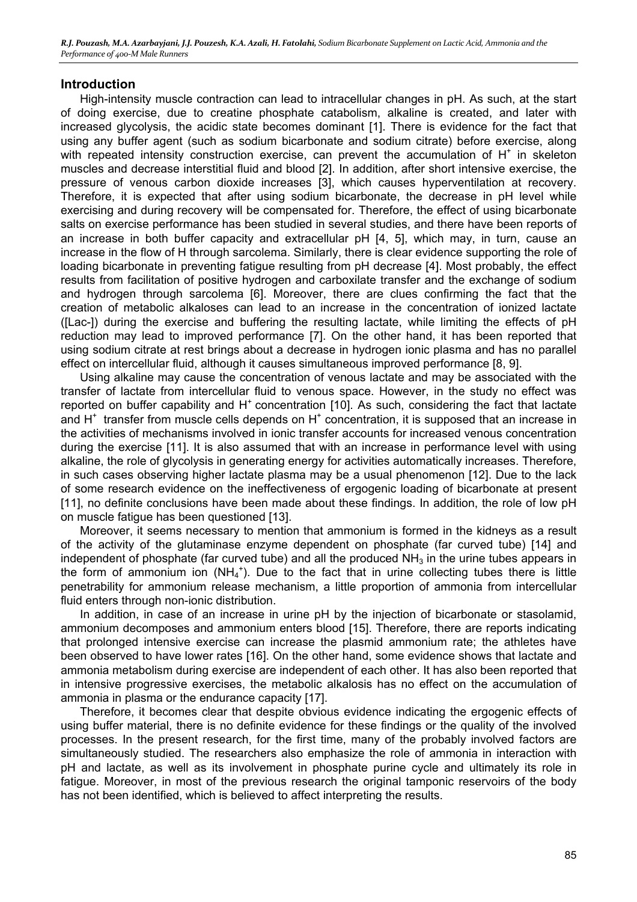## Introduction

High-intensity muscle contraction can lead to intracellular changes in pH. As such, at the start of doing exercise, due to creatine phosphate catabolism, alkaline is created, and later with increased glycolysis, the acidic state becomes dominant [1]. There is evidence for the fact that using any buffer agent (such as sodium bicarbonate and sodium citrate) before exercise, along with repeated intensity construction exercise, can prevent the accumulation of $H^+$ in skeleton muscles and decrease interstitial fluid and blood [2]. In addition, after short intensive exercise, the pressure of venous carbon dioxide increases [3], which causes hyperventilation at recovery. Therefore, it is expected that after using sodium bicarbonate, the decrease in pH level while exercising and during recovery will be compensated for. Therefore, the effect of using bicarbonate salts on exercise performance has been studied in several studies, and there have been reports of an increase in both buffer capacity and extracellular pH [4, 5], which may, in turn, cause an increase in the flow of H through sarcolema. Similarly, there is clear evidence supporting the role of loading bicarbonate in preventing fatigue resulting from pH decrease [4]. Most probably, the effect results from facilitation of positive hydrogen and carboxilate transfer and the exchange of sodium and hydrogen through sarcolema [6]. Moreover, there are clues confirming the fact that the creation of metabolic alkaloses can lead to an increase in the concentration of ionized lactate ([Lac-]) during the exercise and buffering the resulting lactate, while limiting the effects of pH reduction may lead to improved performance [7]. On the other hand, it has been reported that using sodium citrate at rest brings about a decrease in hydrogen ionic plasma and has no parallel effect on intercellular fluid, although it causes simultaneous improved performance [8, 9].

Using alkaline may cause the concentration of venous lactate and may be associated with the transfer of lactate from intercellular fluid to venous space. However, in the study no effect was reported on buffer capability and $H^+$ concentration [10]. As such, considering the fact that lactate and $H^+$ transfer from muscle cells depends on $H^+$ concentration, it is supposed that an increase in the activities of mechanisms involved in ionic transfer accounts for increased venous concentration during the exercise [11]. It is also assumed that with an increase in performance level with using alkaline, the role of glycolysis in generating energy for activities automatically increases. Therefore, in such cases observing higher lactate plasma may be a usual phenomenon [12]. Due to the lack of some research evidence on the ineffectiveness of ergogenic loading of bicarbonate at present [11], no definite conclusions have been made about these findings. In addition, the role of low pH on muscle fatigue has been questioned [13].

Moreover, it seems necessary to mention that ammonium is formed in the kidneys as a result of the activity of the glutaminase enzyme dependent on phosphate (far curved tube) [14] and independent of phosphate (far curved tube) and all the produced $NH_3$ in the urine tubes appears in the form of ammonium ion ($NH_4^+$). Due to the fact that in urine collecting tubes there is little penetrability for ammonium release mechanism, a little proportion of ammonia from intercellular fluid enters through non-ionic distribution.

In addition, in case of an increase in urine pH by the injection of bicarbonate or stasolamid, ammonium decomposes and ammonium enters blood [15]. Therefore, there are reports indicating that prolonged intensive exercise can increase the plasmid ammonium rate; the athletes have been observed to have lower rates [16]. On the other hand, some evidence shows that lactate and ammonia metabolism during exercise are independent of each other. It has also been reported that in intensive progressive exercises, the metabolic alkalosis has no effect on the accumulation of ammonia in plasma or the endurance capacity [17].

Therefore, it becomes clear that despite obvious evidence indicating the ergogenic effects of using buffer material, there is no definite evidence for these findings or the quality of the involved processes. In the present research, for the first time, many of the probably involved factors are simultaneously studied. The researchers also emphasize the role of ammonia in interaction with pH and lactate, as well as its involvement in phosphate purine cycle and ultimately its role in fatigue. Moreover, in most of the previous research the original tamponic reservoirs of the body has not been identified, which is believed to affect interpreting the results.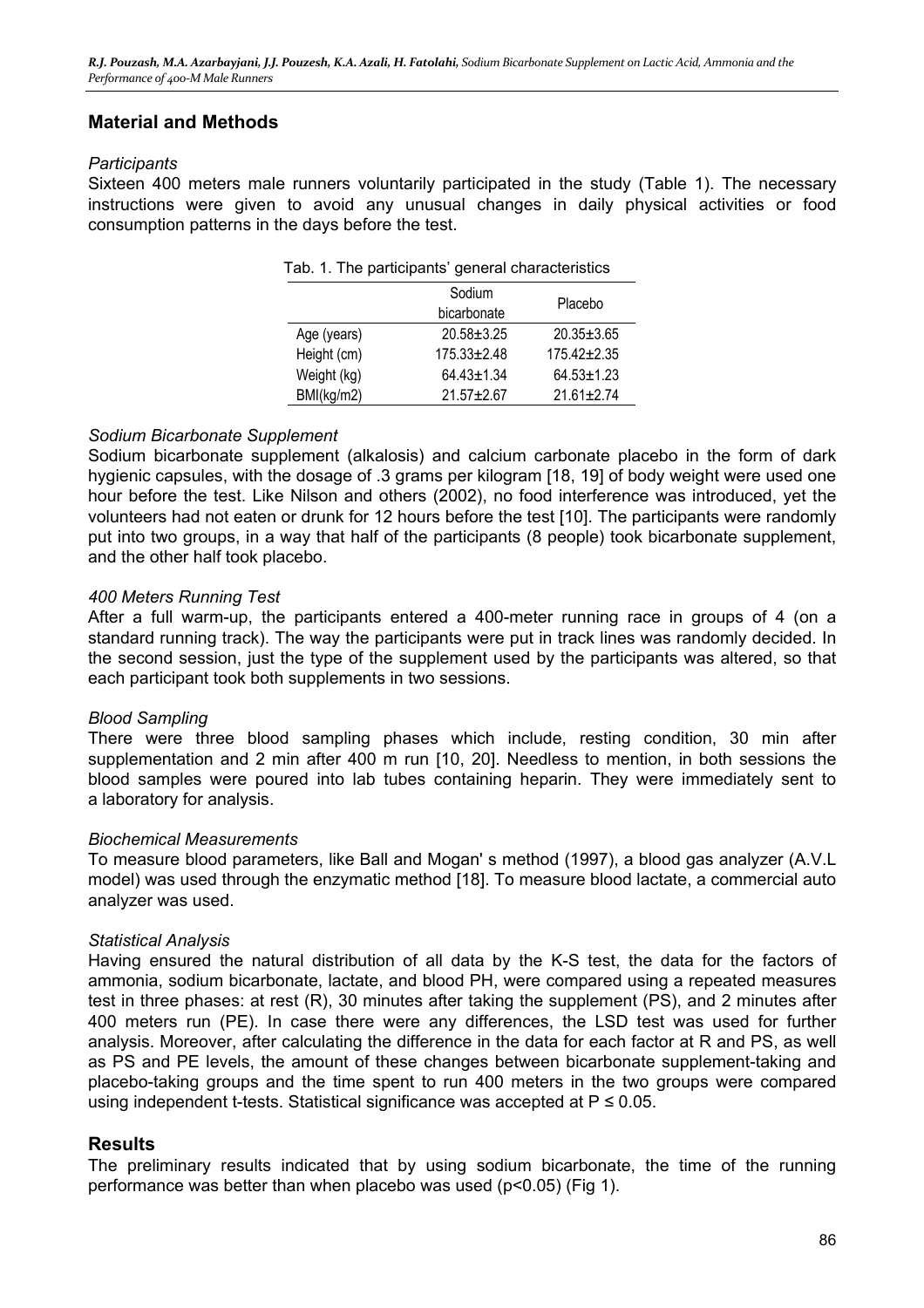## Material and Methods

*Participants*

Sixteen 400 meters male runners voluntarily participated in the study (Table 1). The necessary instructions were given to avoid any unusual changes in daily physical activities or food consumption patterns in the days before the test.

Tab. 1. The participants' general characteristics

| | Sodium bicarbonate | Placebo |
|---|---|---|
| Age (years) | 20.58±3.25 | 20.35±3.65 |
| Height (cm) | 175.33±2.48 | 175.42±2.35 |
| Weight (kg) | 64.43±1.34 | 64.53±1.23 |
| BMI(kg/m2) | 21.57±2.67 | 21.61±2.74 |

*Sodium Bicarbonate Supplement*

Sodium bicarbonate supplement (alkalosis) and calcium carbonate placebo in the form of dark hygienic capsules, with the dosage of .3 grams per kilogram [18, 19] of body weight were used one hour before the test. Like Nilson and others (2002), no food interference was introduced, yet the volunteers had not eaten or drunk for 12 hours before the test [10]. The participants were randomly put into two groups, in a way that half of the participants (8 people) took bicarbonate supplement, and the other half took placebo.

*400 Meters Running Test*

After a full warm-up, the participants entered a 400-meter running race in groups of 4 (on a standard running track). The way the participants were put in track lines was randomly decided. In the second session, just the type of the supplement used by the participants was altered, so that each participant took both supplements in two sessions.

*Blood Sampling*

There were three blood sampling phases which include, resting condition, 30 min after supplementation and 2 min after 400 m run [10, 20]. Needless to mention, in both sessions the blood samples were poured into lab tubes containing heparin. They were immediately sent to a laboratory for analysis.

*Biochemical Measurements*

To measure blood parameters, like Ball and Mogan' s method (1997), a blood gas analyzer (A.V.L model) was used through the enzymatic method [18]. To measure blood lactate, a commercial auto analyzer was used.

*Statistical Analysis*

Having ensured the natural distribution of all data by the K-S test, the data for the factors of ammonia, sodium bicarbonate, lactate, and blood PH, were compared using a repeated measures test in three phases: at rest (R), 30 minutes after taking the supplement (PS), and 2 minutes after 400 meters run (PE). In case there were any differences, the LSD test was used for further analysis. Moreover, after calculating the difference in the data for each factor at R and PS, as well as PS and PE levels, the amount of these changes between bicarbonate supplement-taking and placebo-taking groups and the time spent to run 400 meters in the two groups were compared using independent t-tests. Statistical significance was accepted at $P \leq 0.05$.

## Results

The preliminary results indicated that by using sodium bicarbonate, the time of the running performance was better than when placebo was used ($p<0.05$) (Fig 1).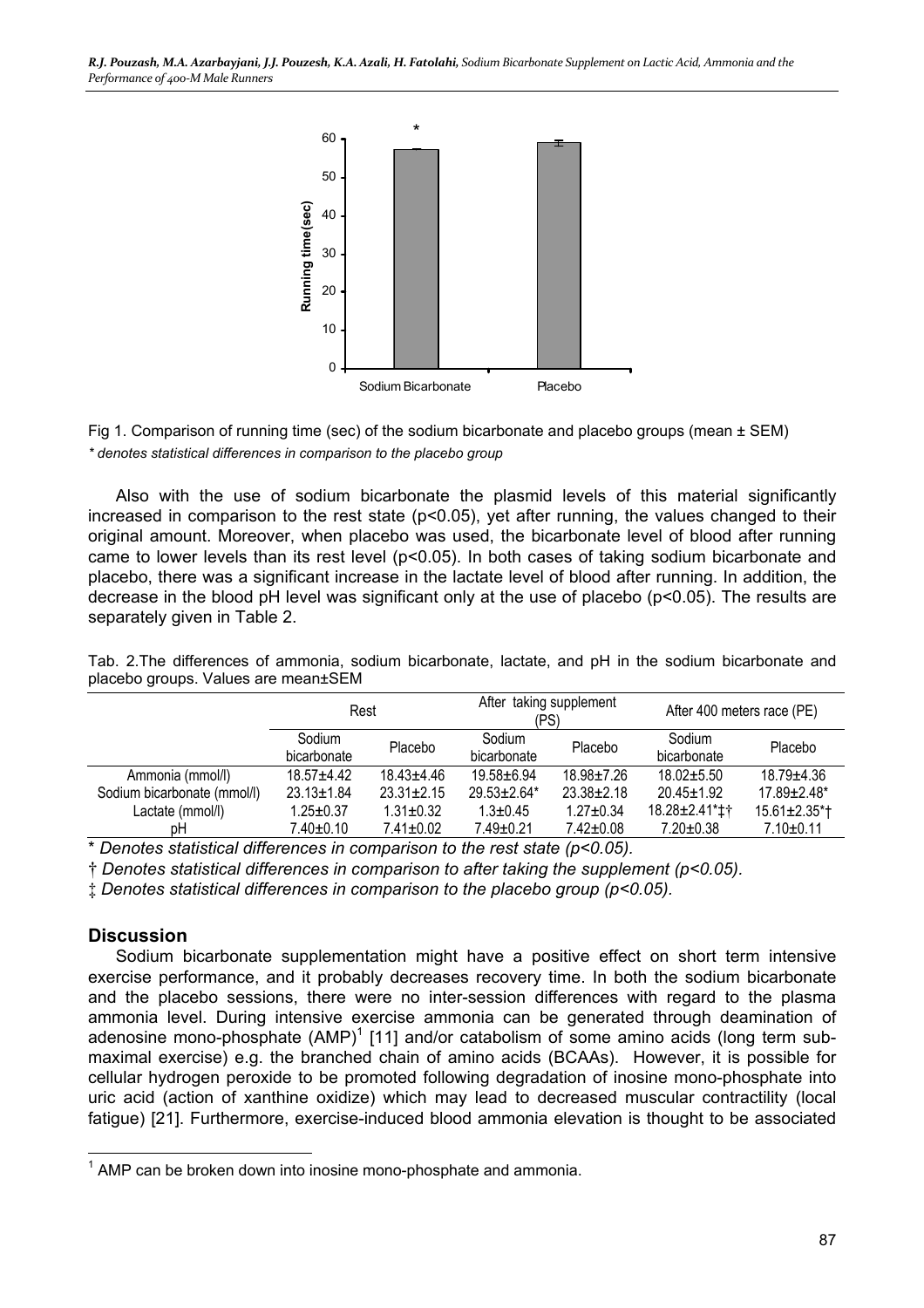Fig 1. Comparison of running time (sec) of the sodium bicarbonate and placebo groups (mean ± SEM)

*\* denotes statistical differences in comparison to the placebo group*

Also with the use of sodium bicarbonate the plasmid levels of this material significantly increased in comparison to the rest state ($p<0.05$), yet after running, the values changed to their original amount. Moreover, when placebo was used, the bicarbonate level of blood after running came to lower levels than its rest level ($p<0.05$). In both cases of taking sodium bicarbonate and placebo, there was a significant increase in the lactate level of blood after running. In addition, the decrease in the blood pH level was significant only at the use of placebo ($p<0.05$). The results are separately given in Table 2.

Tab. 2.The differences of ammonia, sodium bicarbonate, lactate, and pH in the sodium bicarbonate and placebo groups. Values are mean±SEM

| | Rest | | After taking supplement (PS) | | After 400 meters race (PE) | |
|---|---|---|---|---|---|---|
| | Sodium bicarbonate | Placebo | Sodium bicarbonate | Placebo | Sodium bicarbonate | Placebo |
| Ammonia (mmol/l) | 18.57±4.42 | 18.43±4.46 | 19.58±6.94 | 18.98±7.26 | 18.02±5.50 | 18.79±4.36 |
| Sodium bicarbonate (mmol/l) | 23.13±1.84 | 23.31±2.15 | 29.53±2.64* | 23.38±2.18 | 20.45±1.92 | 17.89±2.48* |
| Lactate (mmol/l) | 1.25±0.37 | 1.31±0.32 | 1.3±0.45 | 1.27±0.34 | 18.28±2.41*‡† | 15.61±2.35*† |
| pH | 7.40±0.10 | 7.41±0.02 | 7.49±0.21 | 7.42±0.08 | 7.20±0.38 | 7.10±0.11 |

*\* Denotes statistical differences in comparison to the rest state ($p<0.05$).*

*† Denotes statistical differences in comparison to after taking the supplement ($p<0.05$).*

*‡ Denotes statistical differences in comparison to the placebo group ($p<0.05$).*

## Discussion

Sodium bicarbonate supplementation might have a positive effect on short term intensive exercise performance, and it probably decreases recovery time. In both the sodium bicarbonate and the placebo sessions, there were no inter-session differences with regard to the plasma ammonia level. During intensive exercise ammonia can be generated through deamination of adenosine mono-phosphate (AMP)[1] [11] and/or catabolism of some amino acids (long term sub-maximal exercise) e.g. the branched chain of amino acids (BCAAs). However, it is possible for cellular hydrogen peroxide to be promoted following degradation of inosine mono-phosphate into uric acid (action of xanthine oxidize) which may lead to decreased muscular contractility (local fatigue) [21]. Furthermore, exercise-induced blood ammonia elevation is thought to be associated

[1] AMP can be broken down into inosine mono-phosphate and ammonia.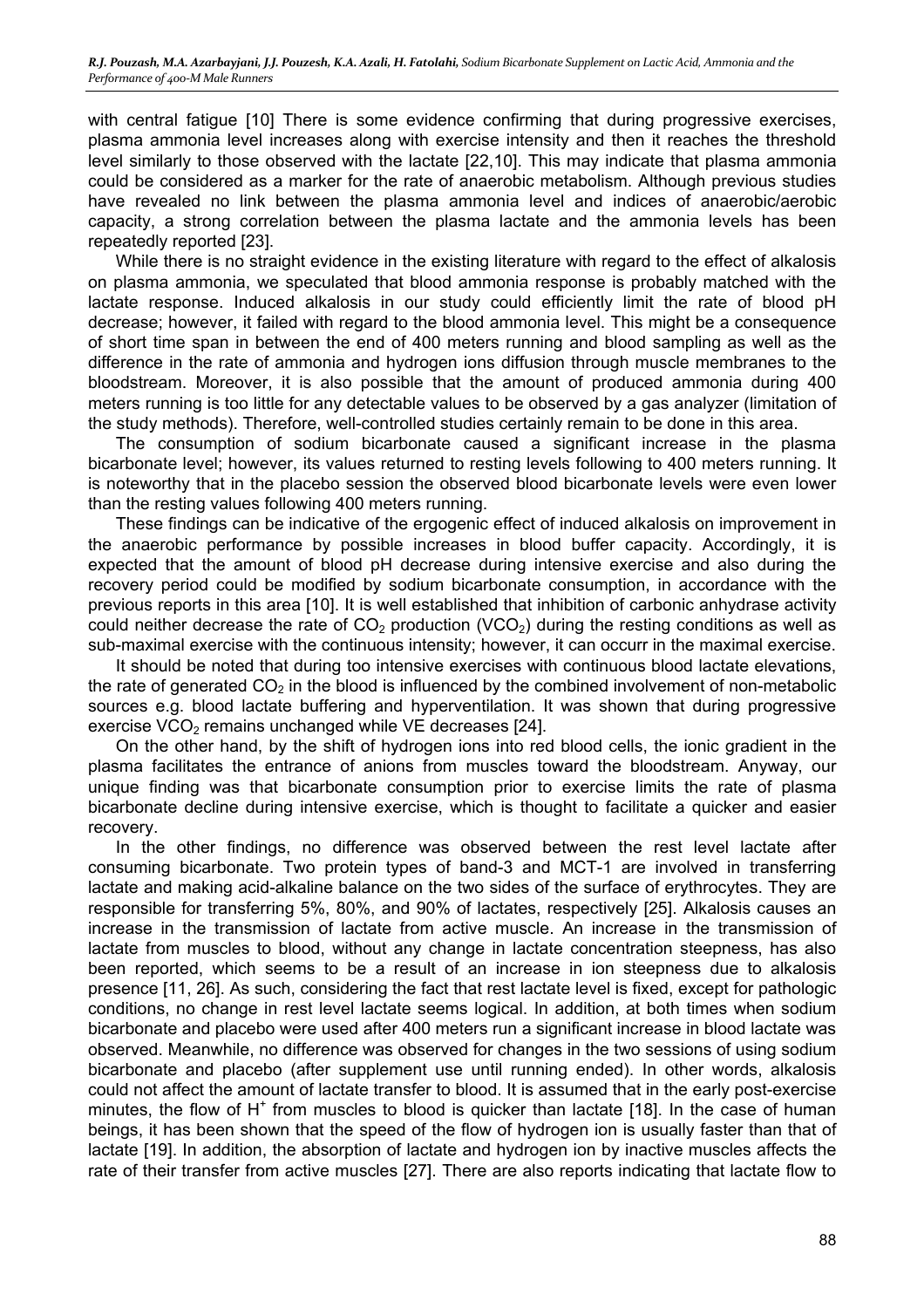with central fatigue [10] There is some evidence confirming that during progressive exercises, plasma ammonia level increases along with exercise intensity and then it reaches the threshold level similarly to those observed with the lactate [22,10]. This may indicate that plasma ammonia could be considered as a marker for the rate of anaerobic metabolism. Although previous studies have revealed no link between the plasma ammonia level and indices of anaerobic/aerobic capacity, a strong correlation between the plasma lactate and the ammonia levels has been repeatedly reported [23].

While there is no straight evidence in the existing literature with regard to the effect of alkalosis on plasma ammonia, we speculated that blood ammonia response is probably matched with the lactate response. Induced alkalosis in our study could efficiently limit the rate of blood pH decrease; however, it failed with regard to the blood ammonia level. This might be a consequence of short time span in between the end of 400 meters running and blood sampling as well as the difference in the rate of ammonia and hydrogen ions diffusion through muscle membranes to the bloodstream. Moreover, it is also possible that the amount of produced ammonia during 400 meters running is too little for any detectable values to be observed by a gas analyzer (limitation of the study methods). Therefore, well-controlled studies certainly remain to be done in this area.

The consumption of sodium bicarbonate caused a significant increase in the plasma bicarbonate level; however, its values returned to resting levels following to 400 meters running. It is noteworthy that in the placebo session the observed blood bicarbonate levels were even lower than the resting values following 400 meters running.

These findings can be indicative of the ergogenic effect of induced alkalosis on improvement in the anaerobic performance by possible increases in blood buffer capacity. Accordingly, it is expected that the amount of blood pH decrease during intensive exercise and also during the recovery period could be modified by sodium bicarbonate consumption, in accordance with the previous reports in this area [10]. It is well established that inhibition of carbonic anhydrase activity could neither decrease the rate of $CO_2$ production ($VCO_2$) during the resting conditions as well as sub-maximal exercise with the continuous intensity; however, it can occurr in the maximal exercise.

It should be noted that during too intensive exercises with continuous blood lactate elevations, the rate of generated $CO_2$ in the blood is influenced by the combined involvement of non-metabolic sources e.g. blood lactate buffering and hyperventilation. It was shown that during progressive exercise $VCO_2$ remains unchanged while VE decreases [24].

On the other hand, by the shift of hydrogen ions into red blood cells, the ionic gradient in the plasma facilitates the entrance of anions from muscles toward the bloodstream. Anyway, our unique finding was that bicarbonate consumption prior to exercise limits the rate of plasma bicarbonate decline during intensive exercise, which is thought to facilitate a quicker and easier recovery.

In the other findings, no difference was observed between the rest level lactate after consuming bicarbonate. Two protein types of band-3 and MCT-1 are involved in transferring lactate and making acid-alkaline balance on the two sides of the surface of erythrocytes. They are responsible for transferring 5%, 80%, and 90% of lactates, respectively [25]. Alkalosis causes an increase in the transmission of lactate from active muscle. An increase in the transmission of lactate from muscles to blood, without any change in lactate concentration steepness, has also been reported, which seems to be a result of an increase in ion steepness due to alkalosis presence [11, 26]. As such, considering the fact that rest lactate level is fixed, except for pathologic conditions, no change in rest level lactate seems logical. In addition, at both times when sodium bicarbonate and placebo were used after 400 meters run a significant increase in blood lactate was observed. Meanwhile, no difference was observed for changes in the two sessions of using sodium bicarbonate and placebo (after supplement use until running ended). In other words, alkalosis could not affect the amount of lactate transfer to blood. It is assumed that in the early post-exercise minutes, the flow of $H^+$ from muscles to blood is quicker than lactate [18]. In the case of human beings, it has been shown that the speed of the flow of hydrogen ion is usually faster than that of lactate [19]. In addition, the absorption of lactate and hydrogen ion by inactive muscles affects the rate of their transfer from active muscles [27]. There are also reports indicating that lactate flow to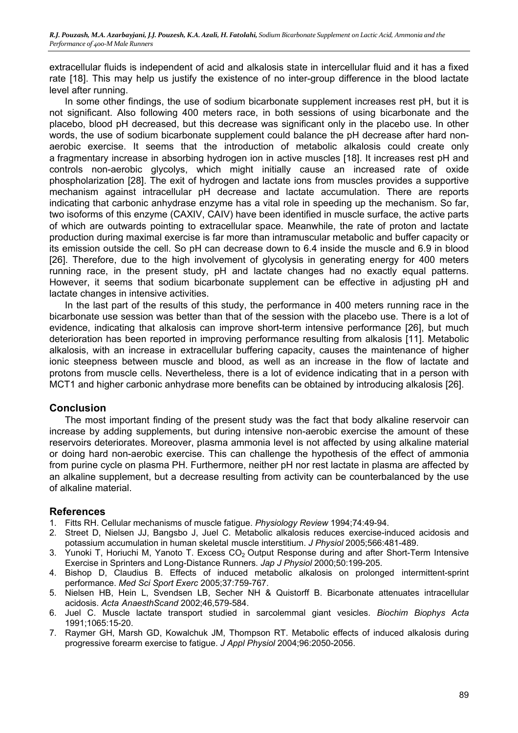extracellular fluids is independent of acid and alkalosis state in intercellular fluid and it has a fixed rate [18]. This may help us justify the existence of no inter-group difference in the blood lactate level after running.

In some other findings, the use of sodium bicarbonate supplement increases rest pH, but it is not significant. Also following 400 meters race, in both sessions of using bicarbonate and the placebo, blood pH decreased, but this decrease was significant only in the placebo use. In other words, the use of sodium bicarbonate supplement could balance the pH decrease after hard non-aerobic exercise. It seems that the introduction of metabolic alkalosis could create only a fragmentary increase in absorbing hydrogen ion in active muscles [18]. It increases rest pH and controls non-aerobic glycolys, which might initially cause an increased rate of oxide phospholarization [28]. The exit of hydrogen and lactate ions from muscles provides a supportive mechanism against intracellular pH decrease and lactate accumulation. There are reports indicating that carbonic anhydrase enzyme has a vital role in speeding up the mechanism. So far, two isoforms of this enzyme (CAXIV, CAIV) have been identified in muscle surface, the active parts of which are outwards pointing to extracellular space. Meanwhile, the rate of proton and lactate production during maximal exercise is far more than intramuscular metabolic and buffer capacity or its emission outside the cell. So pH can decrease down to 6.4 inside the muscle and 6.9 in blood [26]. Therefore, due to the high involvement of glycolysis in generating energy for 400 meters running race, in the present study, pH and lactate changes had no exactly equal patterns. However, it seems that sodium bicarbonate supplement can be effective in adjusting pH and lactate changes in intensive activities.

In the last part of the results of this study, the performance in 400 meters running race in the bicarbonate use session was better than that of the session with the placebo use. There is a lot of evidence, indicating that alkalosis can improve short-term intensive performance [26], but much deterioration has been reported in improving performance resulting from alkalosis [11]. Metabolic alkalosis, with an increase in extracellular buffering capacity, causes the maintenance of higher ionic steepness between muscle and blood, as well as an increase in the flow of lactate and protons from muscle cells. Nevertheless, there is a lot of evidence indicating that in a person with MCT1 and higher carbonic anhydrase more benefits can be obtained by introducing alkalosis [26].

## Conclusion

The most important finding of the present study was the fact that body alkaline reservoir can increase by adding supplements, but during intensive non-aerobic exercise the amount of these reservoirs deteriorates. Moreover, plasma ammonia level is not affected by using alkaline material or doing hard non-aerobic exercise. This can challenge the hypothesis of the effect of ammonia from purine cycle on plasma PH. Furthermore, neither pH nor rest lactate in plasma are affected by an alkaline supplement, but a decrease resulting from activity can be counterbalanced by the use of alkaline material.

## References

1. Fitts RH. Cellular mechanisms of muscle fatigue. *Physiology Review* 1994;74:49-94.
2. Street D, Nielsen JJ, Bangsbo J, Juel C. Metabolic alkalosis reduces exercise-induced acidosis and potassium accumulation in human skeletal muscle interstitium. *J Physiol* 2005;566:481-489.
3. Yunoki T, Horiuchi M, Yanoto T. Excess $CO_2$ Output Response during and after Short-Term Intensive Exercise in Sprinters and Long-Distance Runners. *Jap J Physiol* 2000;50:199-205.
4. Bishop D, Claudius B. Effects of induced metabolic alkalosis on prolonged intermittent-sprint performance. *Med Sci Sport Exerc* 2005;37:759-767.
5. Nielsen HB, Hein L, Svendsen LB, Secher NH & Quistorff B. Bicarbonate attenuates intracellular acidosis. *Acta AnaesthScand* 2002;46,579-584.
6. Juel C. Muscle lactate transport studied in sarcolemmal giant vesicles. *Biochim Biophys Acta* 1991;1065:15-20.
7. Raymer GH, Marsh GD, Kowalchuk JM, Thompson RT. Metabolic effects of induced alkalosis during progressive forearm exercise to fatigue. *J Appl Physiol* 2004;96:2050-2056.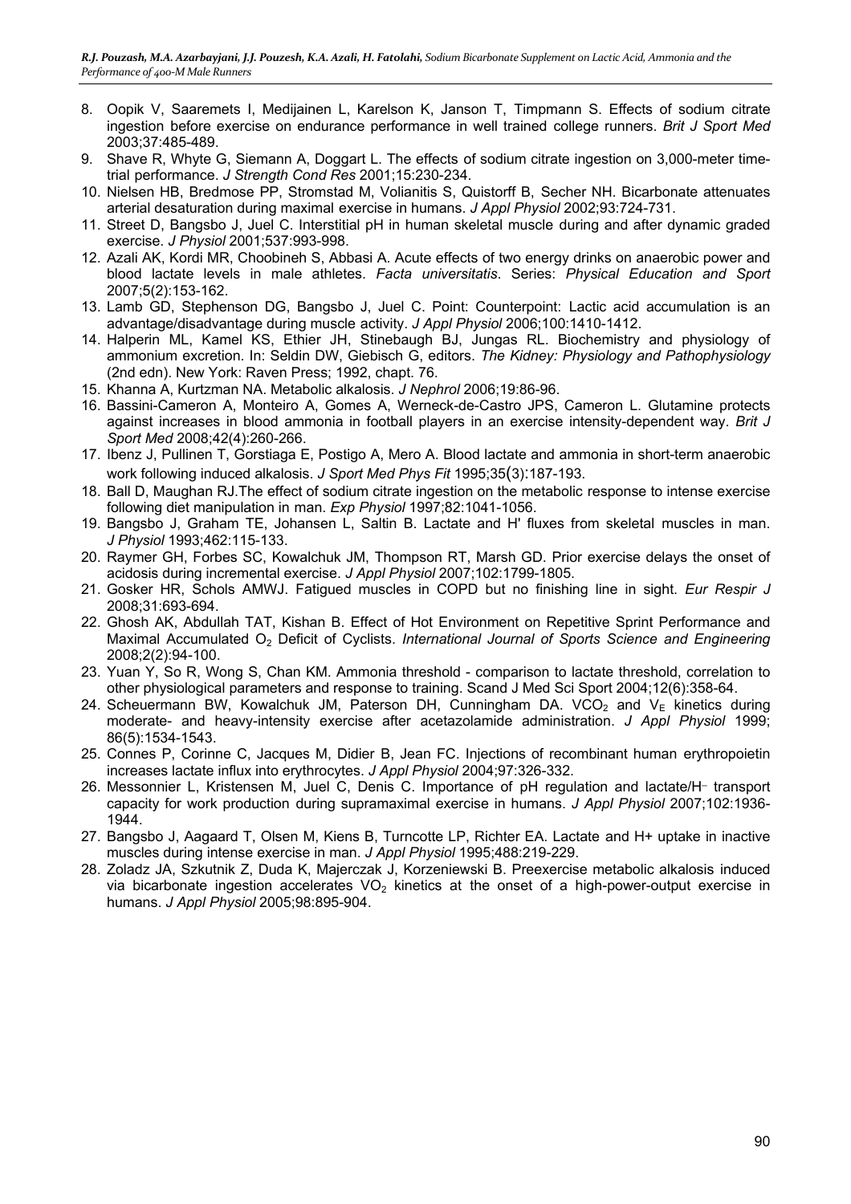8. Oopik V, Saaremets I, Medijainen L, Karelson K, Janson T, Timpmann S. Effects of sodium citrate ingestion before exercise on endurance performance in well trained college runners. *Brit J Sport Med* 2003;37:485-489.
9. Shave R, Whyte G, Siemann A, Doggart L. The effects of sodium citrate ingestion on 3,000-meter time-trial performance. *J Strength Cond Res* 2001;15:230-234.
10. Nielsen HB, Bredmose PP, Stromstad M, Volianitis S, Quistorff B, Secher NH. Bicarbonate attenuates arterial desaturation during maximal exercise in humans. *J Appl Physiol* 2002;93:724-731.
11. Street D, Bangsbo J, Juel C. Interstitial pH in human skeletal muscle during and after dynamic graded exercise. *J Physiol* 2001;537:993-998.
12. Azali AK, Kordi MR, Choobineh S, Abbasi A. Acute effects of two energy drinks on anaerobic power and blood lactate levels in male athletes. *Facta universitatis*. Series: *Physical Education and Sport* 2007;5(2):153-162.
13. Lamb GD, Stephenson DG, Bangsbo J, Juel C. Point: Counterpoint: Lactic acid accumulation is an advantage/disadvantage during muscle activity. *J Appl Physiol* 2006;100:1410-1412.
14. Halperin ML, Kamel KS, Ethier JH, Stinebaugh BJ, Jungas RL. Biochemistry and physiology of ammonium excretion. In: Seldin DW, Giebisch G, editors. *The Kidney: Physiology and Pathophysiology* (2nd edn). New York: Raven Press; 1992, chapt. 76.
15. Khanna A, Kurtzman NA. Metabolic alkalosis. *J Nephrol* 2006;19:86-96.
16. Bassini-Cameron A, Monteiro A, Gomes A, Werneck-de-Castro JPS, Cameron L. Glutamine protects against increases in blood ammonia in football players in an exercise intensity-dependent way. *Brit J Sport Med* 2008;42(4):260-266.
17. Ibenz J, Pullinen T, Gorstiaga E, Postigo A, Mero A. Blood lactate and ammonia in short-term anaerobic work following induced alkalosis. *J Sport Med Phys Fit* 1995;35(3):187-193.
18. Ball D, Maughan RJ.The effect of sodium citrate ingestion on the metabolic response to intense exercise following diet manipulation in man. *Exp Physiol* 1997;82:1041-1056.
19. Bangsbo J, Graham TE, Johansen L, Saltin B. Lactate and H' fluxes from skeletal muscles in man. *J Physiol* 1993;462:115-133.
20. Raymer GH, Forbes SC, Kowalchuk JM, Thompson RT, Marsh GD. Prior exercise delays the onset of acidosis during incremental exercise. *J Appl Physiol* 2007;102:1799-1805.
21. Gosker HR, Schols AMWJ. Fatigued muscles in COPD but no finishing line in sight. *Eur Respir J* 2008;31:693-694.
22. Ghosh AK, Abdullah TAT, Kishan B. Effect of Hot Environment on Repetitive Sprint Performance and Maximal Accumulated $O_2$ Deficit of Cyclists. *International Journal of Sports Science and Engineering* 2008;2(2):94-100.
23. Yuan Y, So R, Wong S, Chan KM. Ammonia threshold - comparison to lactate threshold, correlation to other physiological parameters and response to training. Scand J Med Sci Sport 2004;12(6):358-64.
24. Scheuermann BW, Kowalchuk JM, Paterson DH, Cunningham DA. $VCO_2$ and $V_E$ kinetics during moderate- and heavy-intensity exercise after acetazolamide administration. *J Appl Physiol* 1999; 86(5):1534-1543.
25. Connes P, Corinne C, Jacques M, Didier B, Jean FC. Injections of recombinant human erythropoietin increases lactate influx into erythrocytes. *J Appl Physiol* 2004;97:326-332.
26. Messonnier L, Kristensen M, Juel C, Denis C. Importance of pH regulation and lactate/$H^-$ transport capacity for work production during supramaximal exercise in humans. *J Appl Physiol* 2007;102:1936-1944.
27. Bangsbo J, Aagaard T, Olsen M, Kiens B, Turncotte LP, Richter EA. Lactate and H+ uptake in inactive muscles during intense exercise in man. *J Appl Physiol* 1995;488:219-229.
28. Zoladz JA, Szkutnik Z, Duda K, Majerczak J, Korzeniewski B. Preexercise metabolic alkalosis induced via bicarbonate ingestion accelerates $VO_2$ kinetics at the onset of a high-power-output exercise in humans. *J Appl Physiol* 2005;98:895-904.